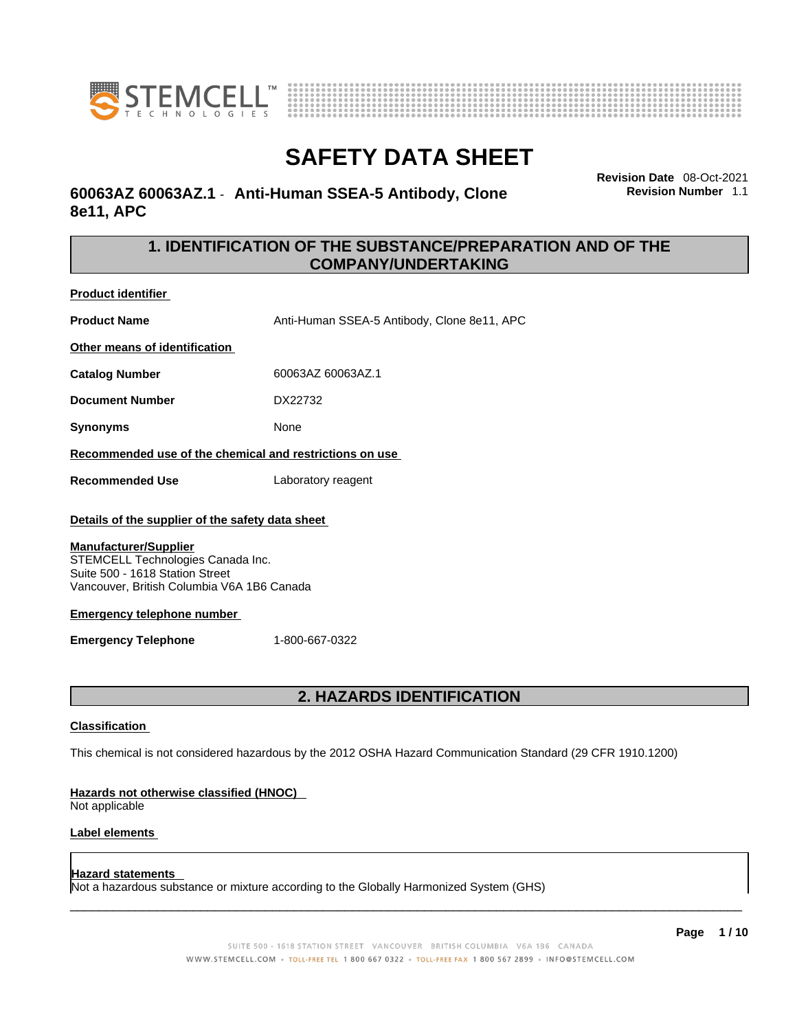# SAFETY DATA SHEET

## 60063AZ 60063AZ.1 - Anti-Human SSEA-5 Antibody, Clone 8e11, APC

**Revision Date** 08-Oct-2021
**Revision Number** 1.1

## 1. IDENTIFICATION OF THE SUBSTANCE/PREPARATION AND OF THE COMPANY/UNDERTAKING

**Product identifier**

| | |
|---|---|
| **Product Name** | Anti-Human SSEA-5 Antibody, Clone 8e11, APC |

**Other means of identification**

| | |
|---|---|
| **Catalog Number** | 60063AZ 60063AZ.1 |
| **Document Number** | DX22732 |
| **Synonyms** | None |

**Recommended use of the chemical and restrictions on use**

| | |
|---|---|
| **Recommended Use** | Laboratory reagent |

**Details of the supplier of the safety data sheet**

**Manufacturer/Supplier**
STEMCELL Technologies Canada Inc.
Suite 500 - 1618 Station Street
Vancouver, British Columbia V6A 1B6 Canada

**Emergency telephone number**

| | |
|---|---|
| **Emergency Telephone** | 1-800-667-0322 |

## 2. HAZARDS IDENTIFICATION

**Classification**

This chemical is not considered hazardous by the 2012 OSHA Hazard Communication Standard (29 CFR 1910.1200)

**Hazards not otherwise classified (HNOC)**
Not applicable

**Label elements**

**Hazard statements**
Not a hazardous substance or mixture according to the Globally Harmonized System (GHS)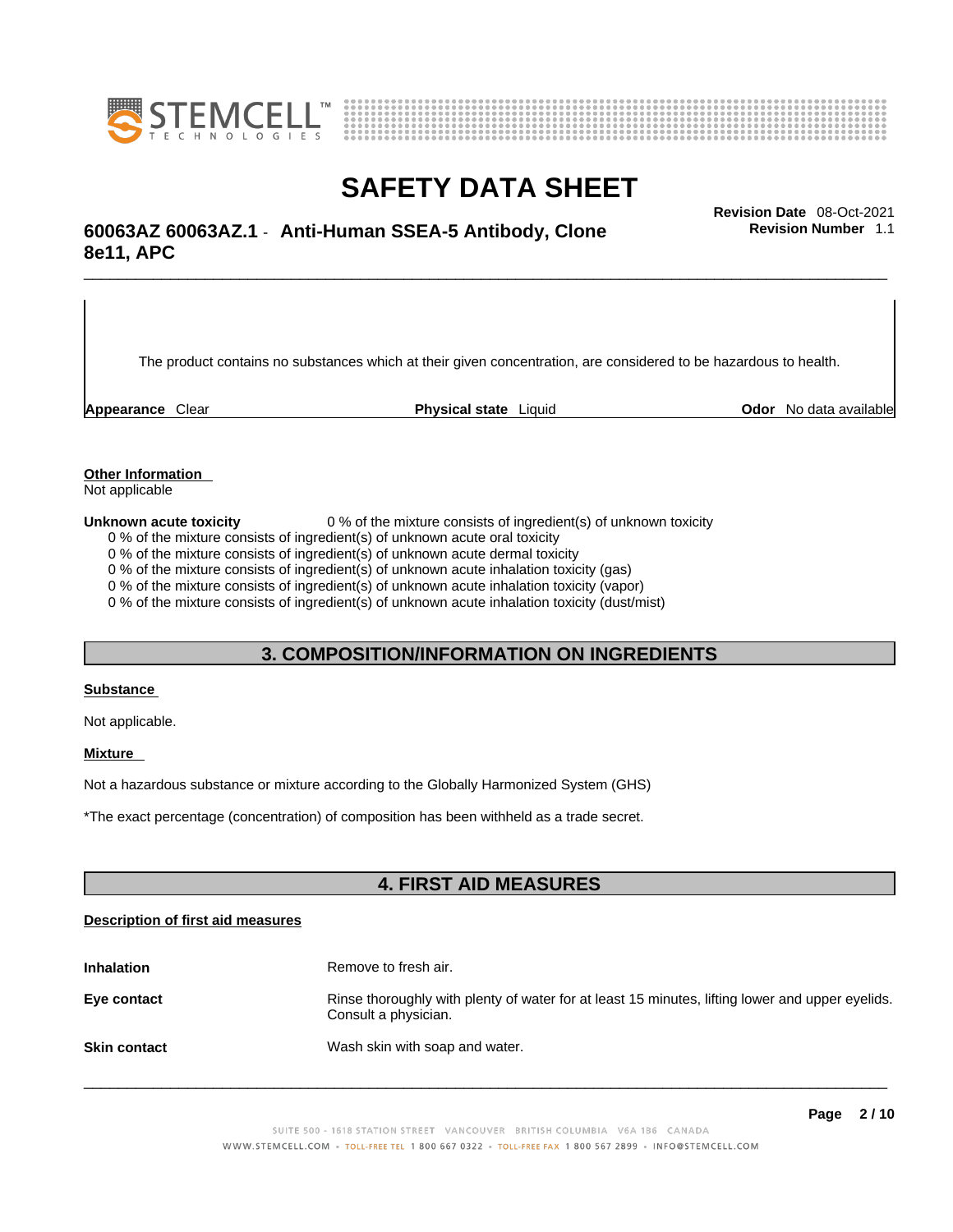The product contains no substances which at their given concentration, are considered to be hazardous to health.

**Appearance** Clear **Physical state** Liquid **Odor** No data available

**Other Information**
Not applicable

**Unknown acute toxicity** 0 % of the mixture consists of ingredient(s) of unknown toxicity
0 % of the mixture consists of ingredient(s) of unknown acute oral toxicity
0 % of the mixture consists of ingredient(s) of unknown acute dermal toxicity
0 % of the mixture consists of ingredient(s) of unknown acute inhalation toxicity (gas)
0 % of the mixture consists of ingredient(s) of unknown acute inhalation toxicity (vapor)
0 % of the mixture consists of ingredient(s) of unknown acute inhalation toxicity (dust/mist)

## 3. COMPOSITION/INFORMATION ON INGREDIENTS

**Substance**

Not applicable.

**Mixture**

Not a hazardous substance or mixture according to the Globally Harmonized System (GHS)

*The exact percentage (concentration) of composition has been withheld as a trade secret.

## 4. FIRST AID MEASURES

**Description of first aid measures**

| | |
|---|---|
| **Inhalation** | Remove to fresh air. |
| **Eye contact** | Rinse thoroughly with plenty of water for at least 15 minutes, lifting lower and upper eyelids. Consult a physician. |
| **Skin contact** | Wash skin with soap and water. |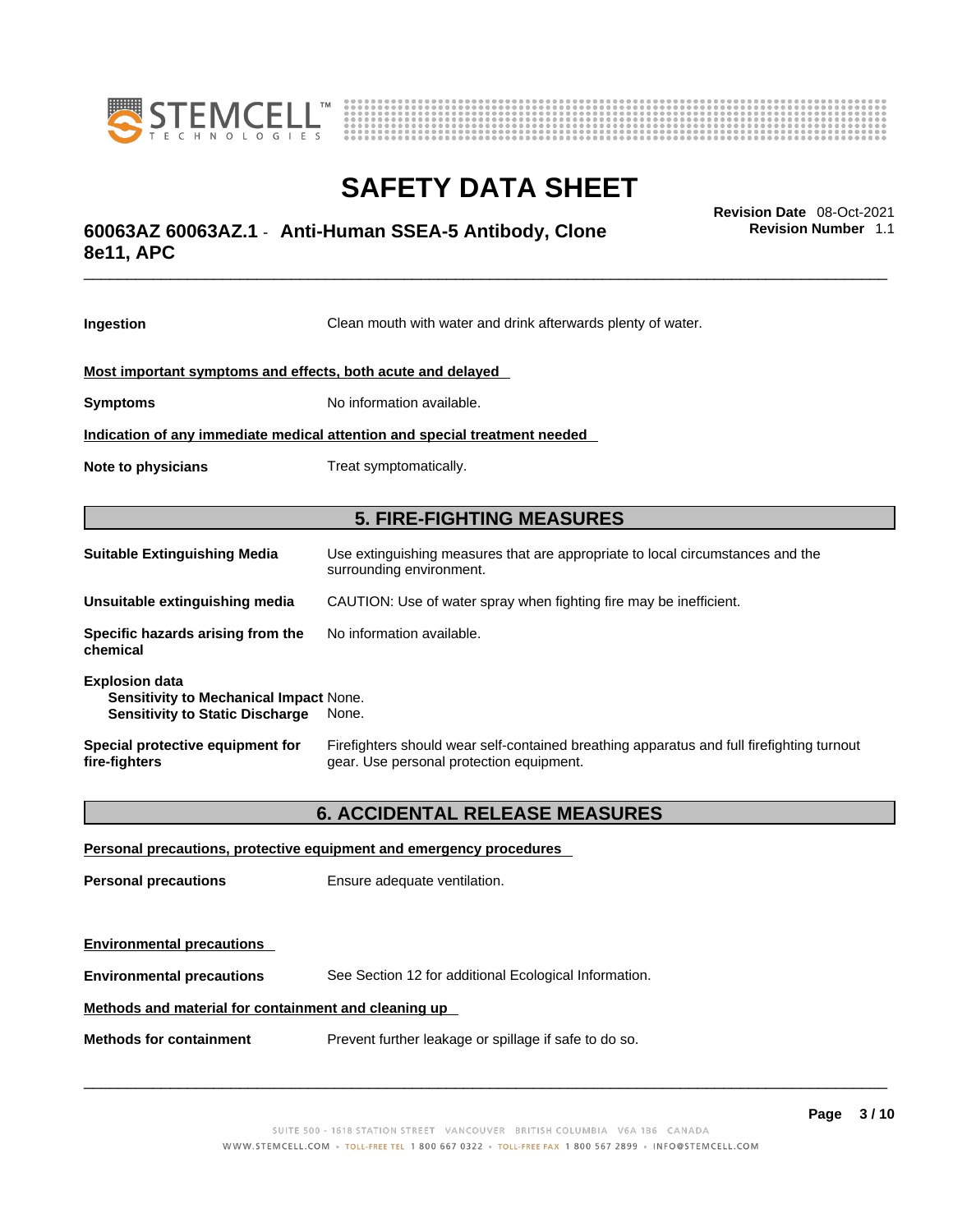**Ingestion** Clean mouth with water and drink afterwards plenty of water.

**Most important symptoms and effects, both acute and delayed**

**Symptoms** No information available.

**Indication of any immediate medical attention and special treatment needed**

**Note to physicians** Treat symptomatically.

## 5. FIRE-FIGHTING MEASURES

**Suitable Extinguishing Media** Use extinguishing measures that are appropriate to local circumstances and the surrounding environment.

**Unsuitable extinguishing media** CAUTION: Use of water spray when fighting fire may be inefficient.

**Specific hazards arising from the chemical** No information available.

**Explosion data**
**Sensitivity to Mechanical Impact** None.
**Sensitivity to Static Discharge** None.

**Special protective equipment for fire-fighters** Firefighters should wear self-contained breathing apparatus and full firefighting turnout gear. Use personal protection equipment.

## 6. ACCIDENTAL RELEASE MEASURES

**Personal precautions, protective equipment and emergency procedures**

**Personal precautions** Ensure adequate ventilation.

**Environmental precautions**

**Environmental precautions** See Section 12 for additional Ecological Information.

**Methods and material for containment and cleaning up**

**Methods for containment** Prevent further leakage or spillage if safe to do so.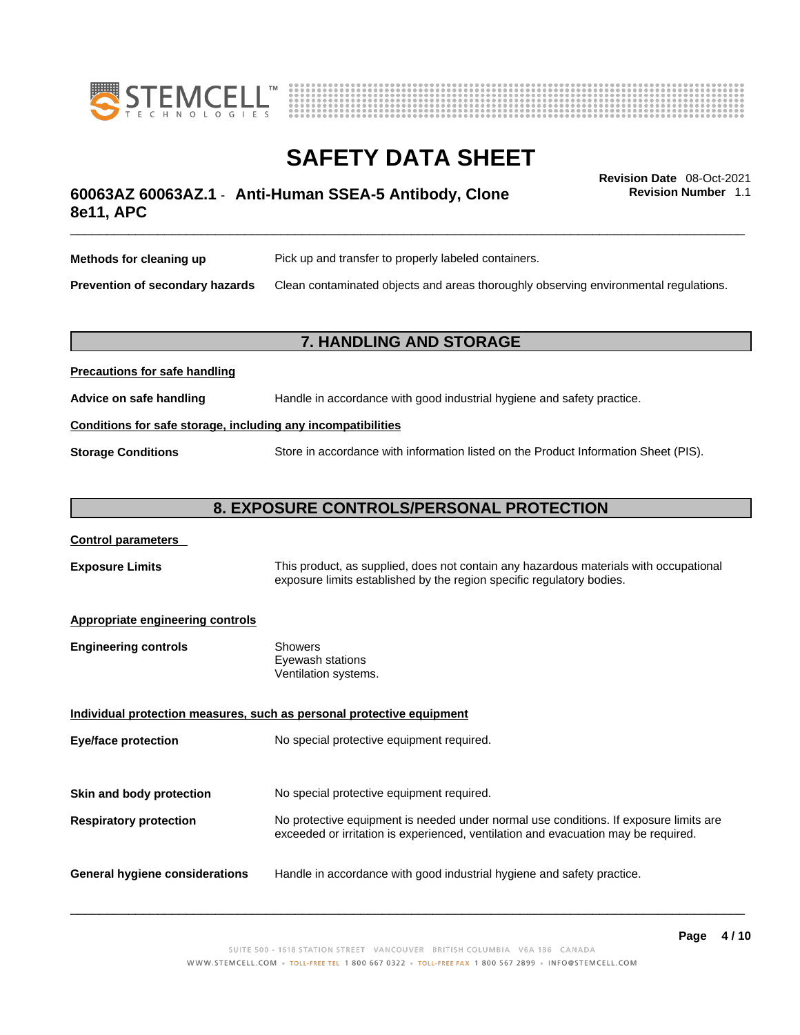**Methods for cleaning up** Pick up and transfer to properly labeled containers.

**Prevention of secondary hazards** Clean contaminated objects and areas thoroughly observing environmental regulations.

## 7. HANDLING AND STORAGE

**Precautions for safe handling**

**Advice on safe handling** Handle in accordance with good industrial hygiene and safety practice.

**Conditions for safe storage, including any incompatibilities**

**Storage Conditions** Store in accordance with information listed on the Product Information Sheet (PIS).

## 8. EXPOSURE CONTROLS/PERSONAL PROTECTION

**Control parameters**

**Exposure Limits** This product, as supplied, does not contain any hazardous materials with occupational exposure limits established by the region specific regulatory bodies.

**Appropriate engineering controls**

**Engineering controls** Showers
Eyewash stations
Ventilation systems.

**Individual protection measures, such as personal protective equipment**

**Eye/face protection** No special protective equipment required.

**Skin and body protection** No special protective equipment required.

**Respiratory protection** No protective equipment is needed under normal use conditions. If exposure limits are exceeded or irritation is experienced, ventilation and evacuation may be required.

**General hygiene considerations** Handle in accordance with good industrial hygiene and safety practice.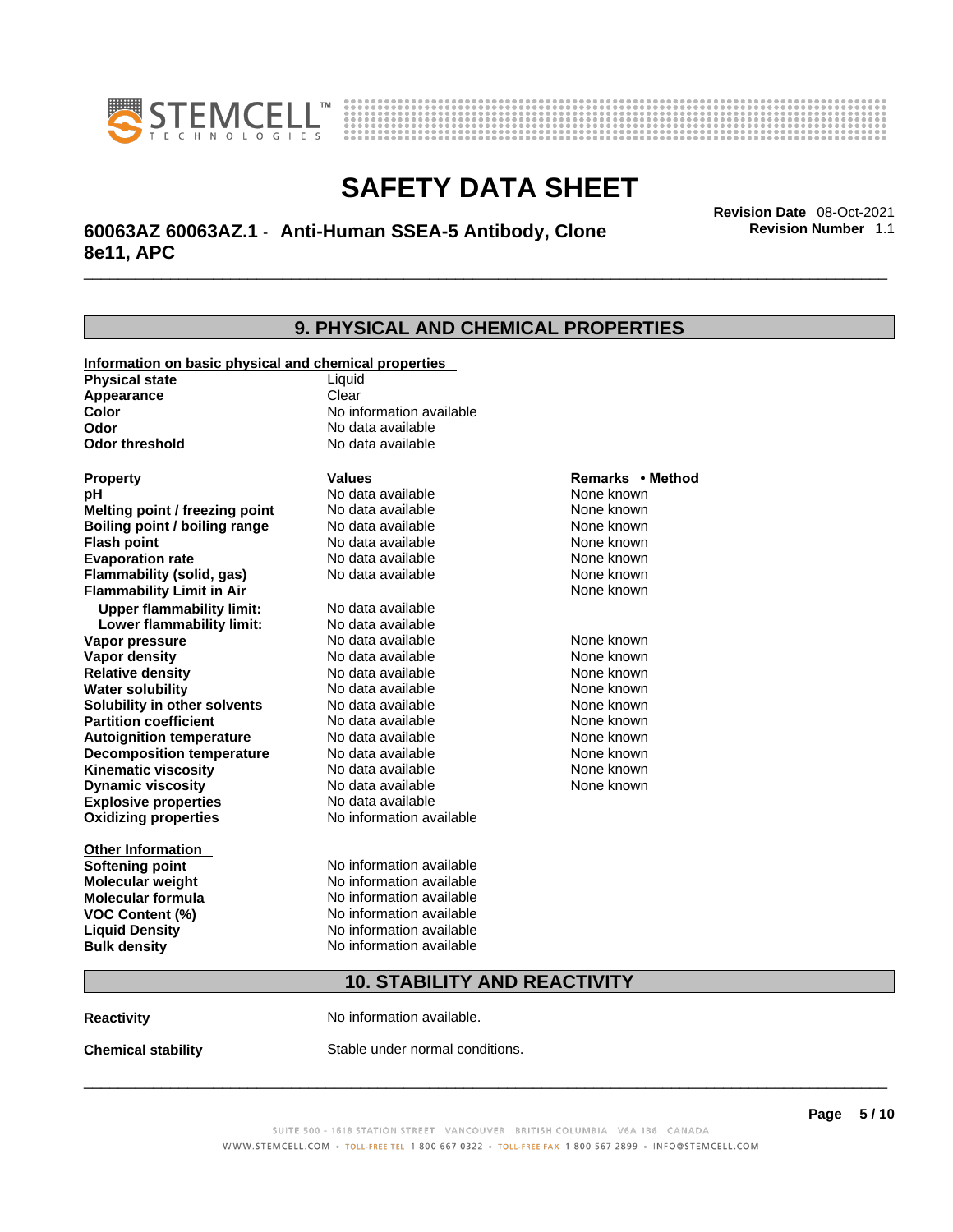## 9. PHYSICAL AND CHEMICAL PROPERTIES

**Information on basic physical and chemical properties**

| | |
|---|---|
| **Physical state** | Liquid |
| **Appearance** | Clear |
| **Color** | No information available |
| **Odor** | No data available |
| **Odor threshold** | No data available |

| Property | Values | Remarks • Method |
|---|---|---|
| **pH** | No data available | None known |
| **Melting point / freezing point** | No data available | None known |
| **Boiling point / boiling range** | No data available | None known |
| **Flash point** | No data available | None known |
| **Evaporation rate** | No data available | None known |
| **Flammability (solid, gas)** | No data available | None known |
| **Flammability Limit in Air** | | None known |
| **Upper flammability limit:** | No data available | |
| **Lower flammability limit:** | No data available | |
| **Vapor pressure** | No data available | None known |
| **Vapor density** | No data available | None known |
| **Relative density** | No data available | None known |
| **Water solubility** | No data available | None known |
| **Solubility in other solvents** | No data available | None known |
| **Partition coefficient** | No data available | None known |
| **Autoignition temperature** | No data available | None known |
| **Decomposition temperature** | No data available | None known |
| **Kinematic viscosity** | No data available | None known |
| **Dynamic viscosity** | No data available | None known |
| **Explosive properties** | No data available | |
| **Oxidizing properties** | No information available | |

**Other Information**

| | |
|---|---|
| **Softening point** | No information available |
| **Molecular weight** | No information available |
| **Molecular formula** | No information available |
| **VOC Content (%)** | No information available |
| **Liquid Density** | No information available |
| **Bulk density** | No information available |

## 10. STABILITY AND REACTIVITY

**Reactivity** No information available.

**Chemical stability** Stable under normal conditions.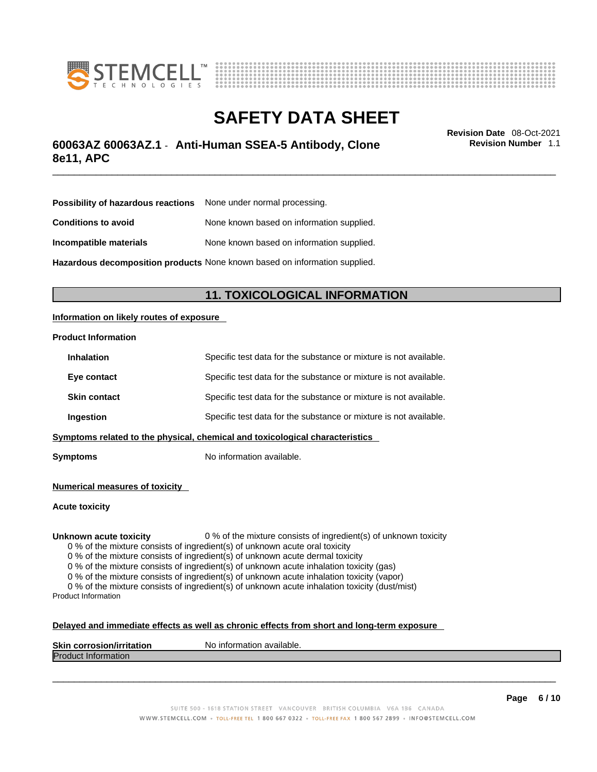Possibility of hazardous reactions None under normal processing.

**Conditions to avoid** None known based on information supplied.

**Incompatible materials** None known based on information supplied.

**Hazardous decomposition products** None known based on information supplied.

## 11. TOXICOLOGICAL INFORMATION

**Information on likely routes of exposure**

**Product Information**

| | |
|---|---|
| **Inhalation** | Specific test data for the substance or mixture is not available. |
| **Eye contact** | Specific test data for the substance or mixture is not available. |
| **Skin contact** | Specific test data for the substance or mixture is not available. |
| **Ingestion** | Specific test data for the substance or mixture is not available. |

**Symptoms related to the physical, chemical and toxicological characteristics**

**Symptoms** No information available.

**Numerical measures of toxicity**

**Acute toxicity**

**Unknown acute toxicity** 0 % of the mixture consists of ingredient(s) of unknown toxicity

0 % of the mixture consists of ingredient(s) of unknown acute oral toxicity
0 % of the mixture consists of ingredient(s) of unknown acute dermal toxicity
0 % of the mixture consists of ingredient(s) of unknown acute inhalation toxicity (gas)
0 % of the mixture consists of ingredient(s) of unknown acute inhalation toxicity (vapor)
0 % of the mixture consists of ingredient(s) of unknown acute inhalation toxicity (dust/mist)

Product Information

**Delayed and immediate effects as well as chronic effects from short and long-term exposure**

**Skin corrosion/irritation** No information available.

Product Information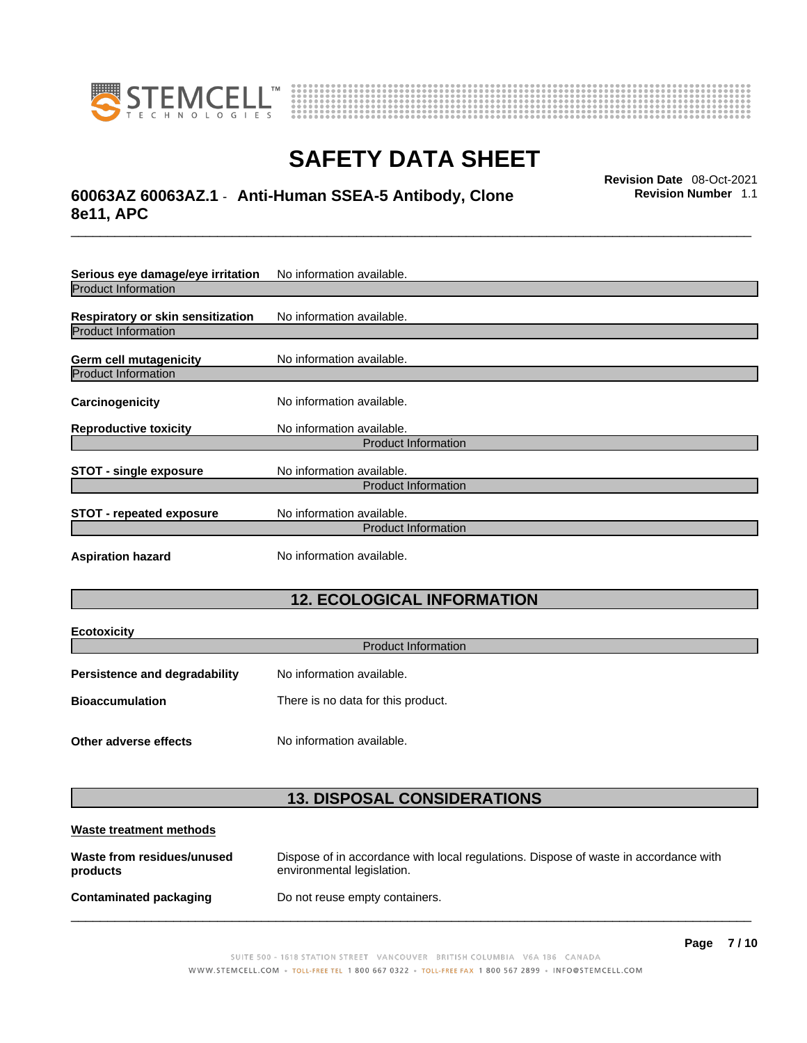**Serious eye damage/eye irritation** No information available.

Product Information

**Respiratory or skin sensitization** No information available.

Product Information

**Germ cell mutagenicity** No information available.

Product Information

**Carcinogenicity** No information available.

**Reproductive toxicity** No information available.

Product Information

**STOT - single exposure** No information available.

Product Information

**STOT - repeated exposure** No information available.

Product Information

**Aspiration hazard** No information available.

## 12. ECOLOGICAL INFORMATION

**Ecotoxicity**

Product Information

**Persistence and degradability** No information available.

**Bioaccumulation** There is no data for this product.

**Other adverse effects** No information available.

## 13. DISPOSAL CONSIDERATIONS

**Waste treatment methods**

**Waste from residues/unused products** Dispose of in accordance with local regulations. Dispose of waste in accordance with environmental legislation.

**Contaminated packaging** Do not reuse empty containers.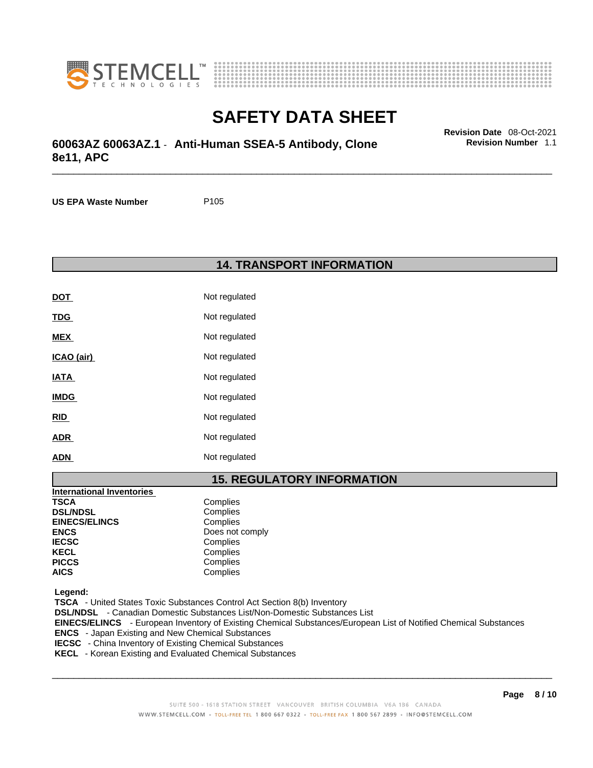**US EPA Waste Number** P105

## 14. TRANSPORT INFORMATION

| | |
|---|---|
| **DOT** | Not regulated |
| **TDG** | Not regulated |
| **MEX** | Not regulated |
| **ICAO (air)** | Not regulated |
| **IATA** | Not regulated |
| **IMDG** | Not regulated |
| **RID** | Not regulated |
| **ADR** | Not regulated |
| **ADN** | Not regulated |

## 15. REGULATORY INFORMATION

**International Inventories**

| | |
|---|---|
| **TSCA** | Complies |
| **DSL/NDSL** | Complies |
| **EINECS/ELINCS** | Complies |
| **ENCS** | Does not comply |
| **IECSC** | Complies |
| **KECL** | Complies |
| **PICCS** | Complies |
| **AICS** | Complies |

**Legend:**

**TSCA** - United States Toxic Substances Control Act Section 8(b) Inventory
**DSL/NDSL** - Canadian Domestic Substances List/Non-Domestic Substances List
**EINECS/ELINCS** - European Inventory of Existing Chemical Substances/European List of Notified Chemical Substances
**ENCS** - Japan Existing and New Chemical Substances
**IECSC** - China Inventory of Existing Chemical Substances
**KECL** - Korean Existing and Evaluated Chemical Substances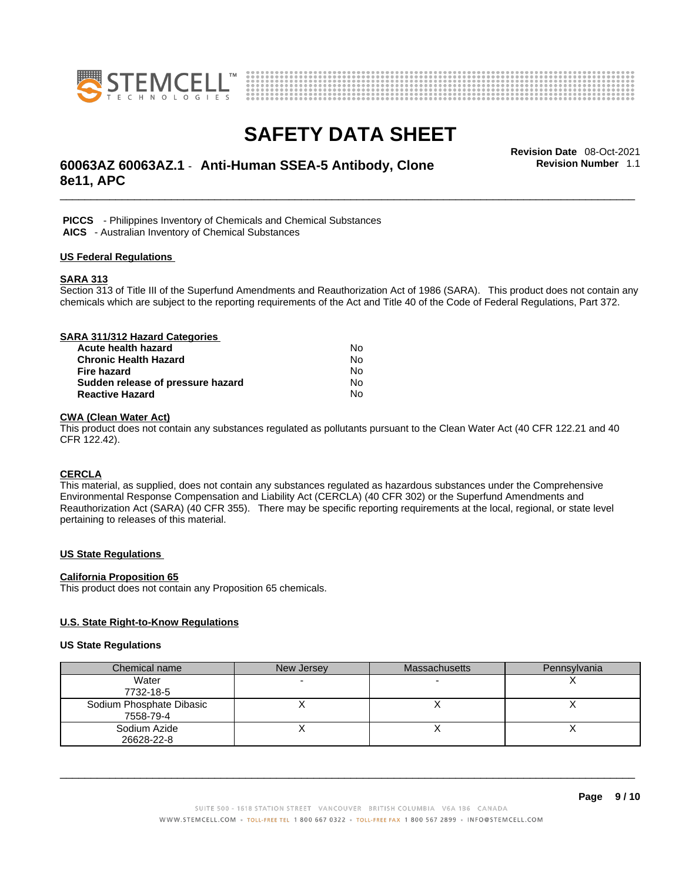**PICCS** - Philippines Inventory of Chemicals and Chemical Substances
**AICS** - Australian Inventory of Chemical Substances

## US Federal Regulations

### SARA 313

Section 313 of Title III of the Superfund Amendments and Reauthorization Act of 1986 (SARA). This product does not contain any chemicals which are subject to the reporting requirements of the Act and Title 40 of the Code of Federal Regulations, Part 372.

### SARA 311/312 Hazard Categories

| | |
|---|---|
| **Acute health hazard** | No |
| **Chronic Health Hazard** | No |
| **Fire hazard** | No |
| **Sudden release of pressure hazard** | No |
| **Reactive Hazard** | No |

### CWA (Clean Water Act)

This product does not contain any substances regulated as pollutants pursuant to the Clean Water Act (40 CFR 122.21 and 40 CFR 122.42).

### CERCLA

This material, as supplied, does not contain any substances regulated as hazardous substances under the Comprehensive Environmental Response Compensation and Liability Act (CERCLA) (40 CFR 302) or the Superfund Amendments and Reauthorization Act (SARA) (40 CFR 355). There may be specific reporting requirements at the local, regional, or state level pertaining to releases of this material.

## US State Regulations

### California Proposition 65

This product does not contain any Proposition 65 chemicals.

### U.S. State Right-to-Know Regulations

**US State Regulations**

| Chemical name | New Jersey | Massachusetts | Pennsylvania |
|---|---|---|---|
| Water<br>7732-18-5 | - | - | X |
| Sodium Phosphate Dibasic<br>7558-79-4 | X | X | X |
| Sodium Azide<br>26628-22-8 | X | X | X |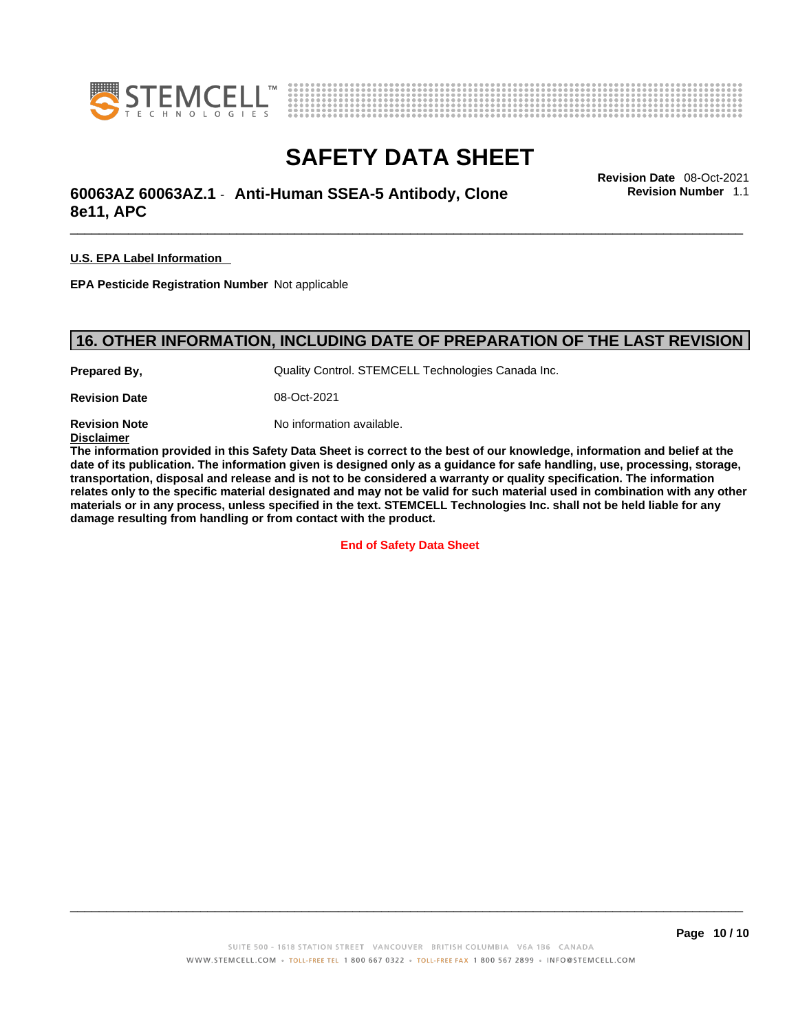**U.S. EPA Label Information**

**EPA Pesticide Registration Number** Not applicable

## 16. OTHER INFORMATION, INCLUDING DATE OF PREPARATION OF THE LAST REVISION

**Prepared By,** Quality Control. STEMCELL Technologies Canada Inc.

**Revision Date** 08-Oct-2021

**Revision Note** No information available.

**Disclaimer**

**The information provided in this Safety Data Sheet is correct to the best of our knowledge, information and belief at the date of its publication. The information given is designed only as a guidance for safe handling, use, processing, storage, transportation, disposal and release and is not to be considered a warranty or quality specification. The information relates only to the specific material designated and may not be valid for such material used in combination with any other materials or in any process, unless specified in the text. STEMCELL Technologies Inc. shall not be held liable for any damage resulting from handling or from contact with the product.**

**End of Safety Data Sheet**